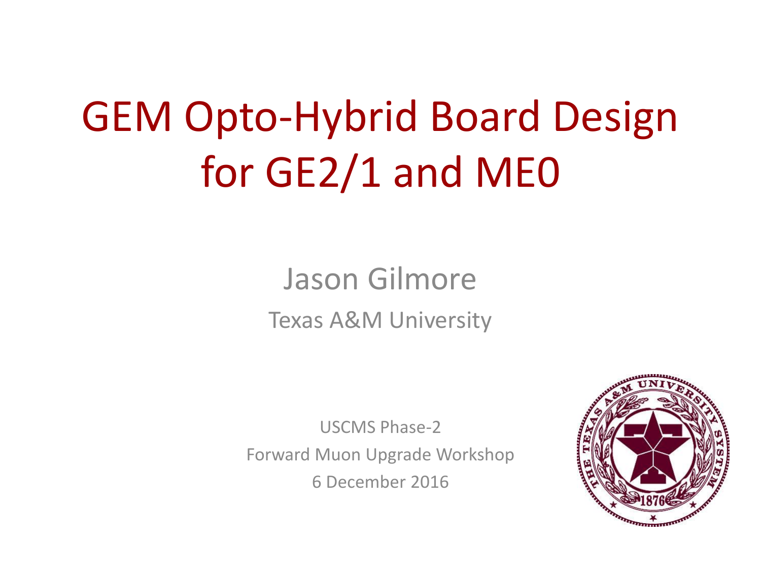# GEM Opto-Hybrid Board Design for GE2/1 and ME0

Jason Gilmore

Texas A&M University

USCMS Phase-2

Forward Muon Upgrade Workshop

6 December 2016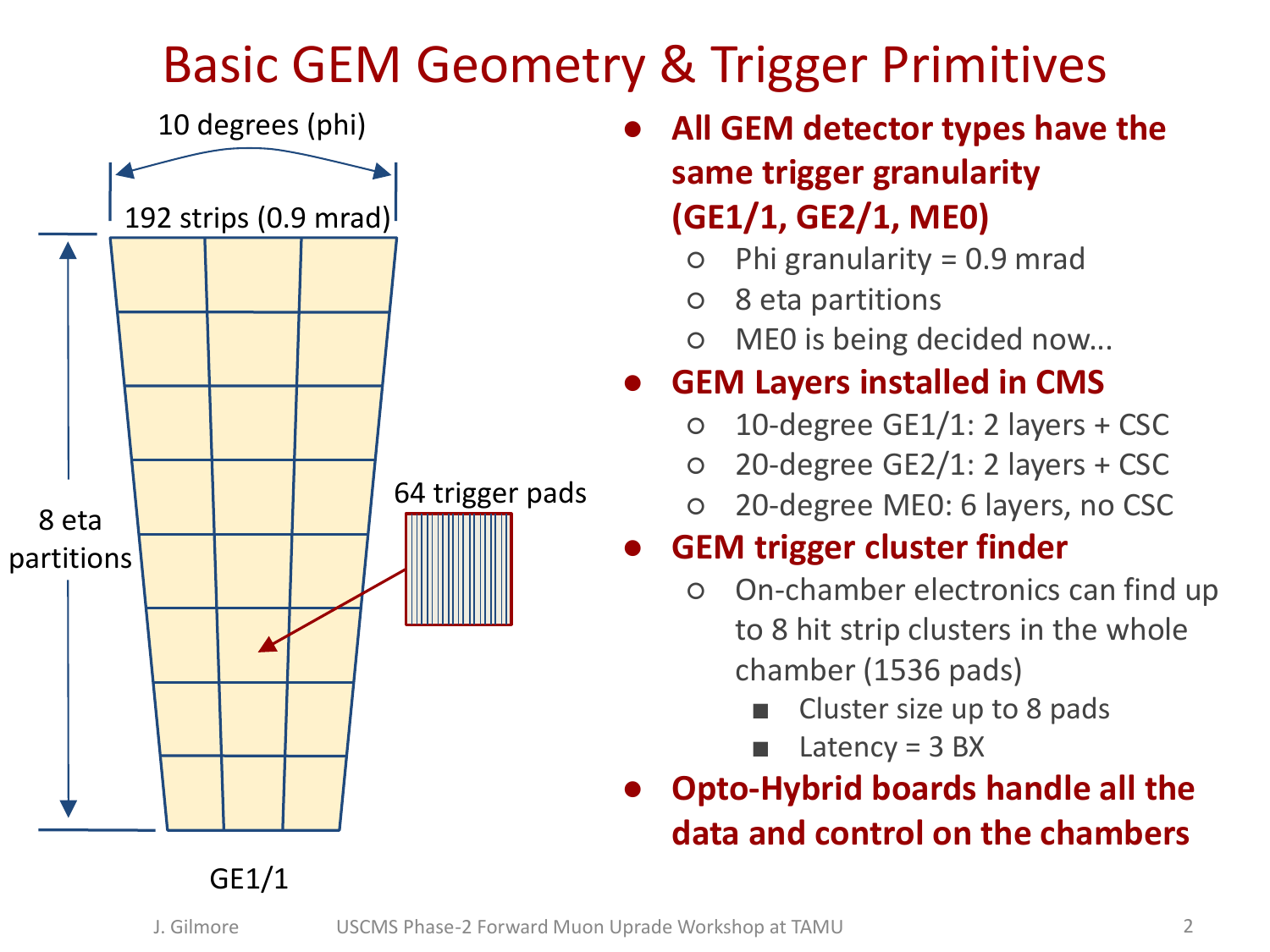# Basic GEM Geometry & Trigger Primitives

10 degrees (phi)

192 strips (0.9 mrad)

8 eta partitions

64 trigger pads

GE1/1

- **All GEM detector types have the same trigger granularity (GE1/1, GE2/1, ME0)**
  - Phi granularity = 0.9 mrad
  - 8 eta partitions
  - ME0 is being decided now…
- **GEM Layers installed in CMS**
  - 10-degree GE1/1: 2 layers + CSC
  - 20-degree GE2/1: 2 layers + CSC
  - 20-degree ME0: 6 layers, no CSC
- **GEM trigger cluster finder**
  - On-chamber electronics can find up to 8 hit strip clusters in the whole chamber (1536 pads)
    - Cluster size up to 8 pads
    - Latency = 3 BX
- **Opto-Hybrid boards handle all the data and control on the chambers**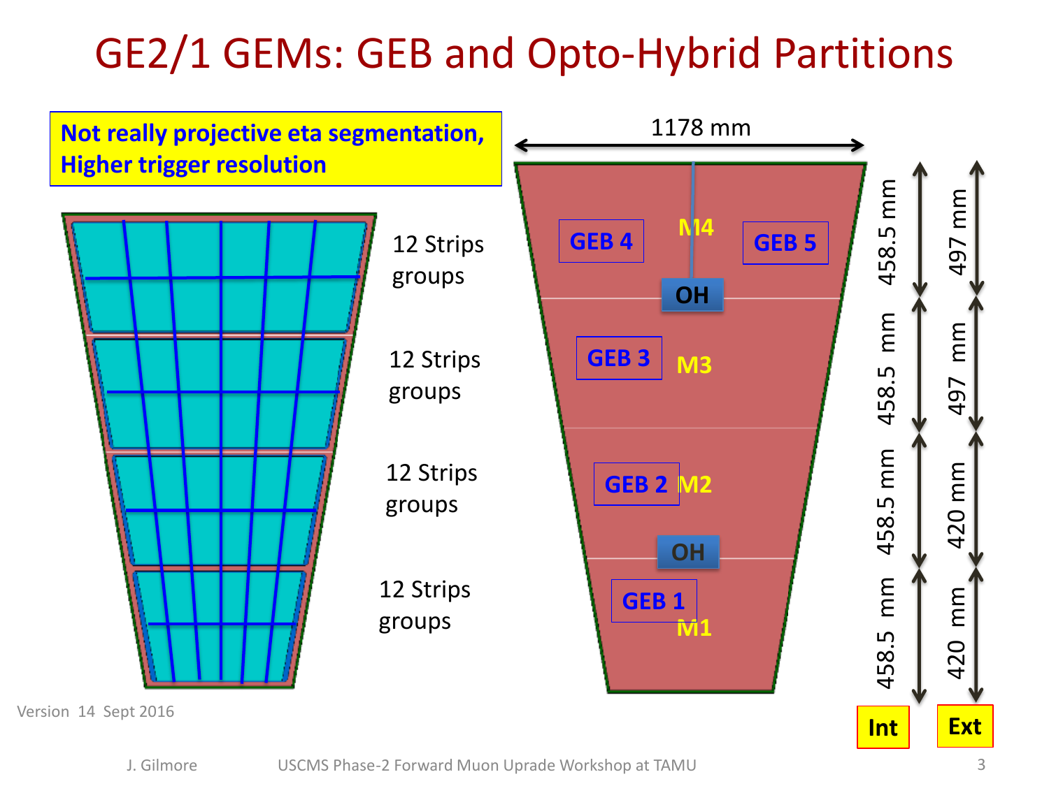# GE2/1 GEMs: GEB and Opto-Hybrid Partitions

**Not really projective eta segmentation, Higher trigger resolution**

12 Strips groups

12 Strips groups

12 Strips groups

12 Strips groups

1178 mm

GEB 4 | M4 | GEB 5

OH

GEB 3 | M3

GEB 2 | M2

OH

GEB 1 | M1

| Int | Ext |
|---|---|
| 458.5 mm | 497 mm |
| 458.5 mm | 497 mm |
| 458.5 mm | 420 mm |
| 458.5 mm | 420 mm |

Version 14 Sept 2016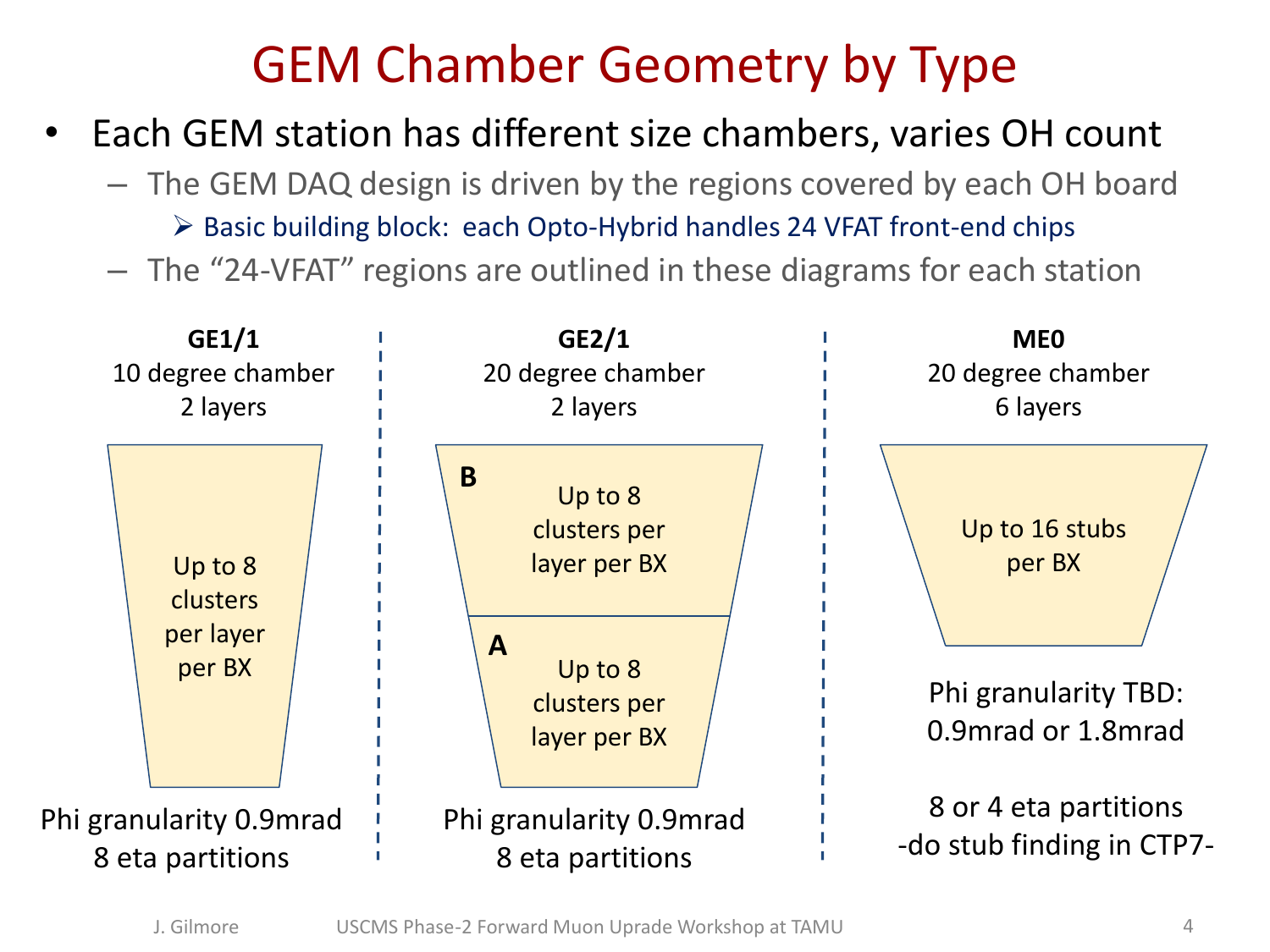# GEM Chamber Geometry by Type

- Each GEM station has different size chambers, varies OH count
  - The GEM DAQ design is driven by the regions covered by each OH board
    - Basic building block: each Opto-Hybrid handles 24 VFAT front-end chips
  - The "24-VFAT" regions are outlined in these diagrams for each station

**GE1/1**
10 degree chamber
2 layers

Up to 8 clusters per layer per BX

Phi granularity 0.9mrad
8 eta partitions

**GE2/1**
20 degree chamber
2 layers

**B** Up to 8 clusters per layer per BX

**A** Up to 8 clusters per layer per BX

Phi granularity 0.9mrad
8 eta partitions

**ME0**
20 degree chamber
6 layers

Up to 16 stubs per BX

Phi granularity TBD:
0.9mrad or 1.8mrad

8 or 4 eta partitions
-do stub finding in CTP7-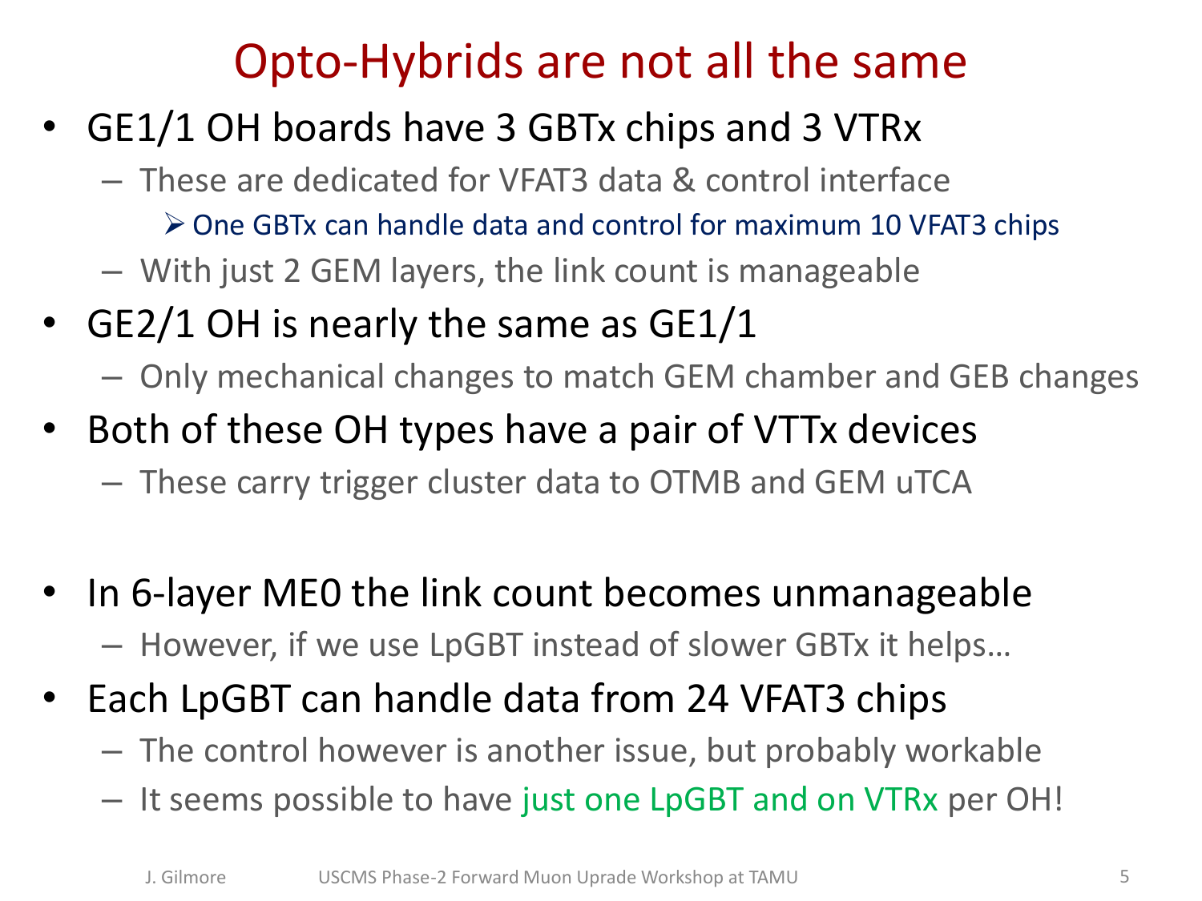# Opto-Hybrids are not all the same

- GE1/1 OH boards have 3 GBTx chips and 3 VTRx
  - These are dedicated for VFAT3 data & control interface
    - One GBTx can handle data and control for maximum 10 VFAT3 chips
  - With just 2 GEM layers, the link count is manageable
- GE2/1 OH is nearly the same as GE1/1
  - Only mechanical changes to match GEM chamber and GEB changes
- Both of these OH types have a pair of VTTx devices
  - These carry trigger cluster data to OTMB and GEM uTCA

- In 6-layer ME0 the link count becomes unmanageable
  - However, if we use LpGBT instead of slower GBTx it helps…
- Each LpGBT can handle data from 24 VFAT3 chips
  - The control however is another issue, but probably workable
  - It seems possible to have just one LpGBT and on VTRx per OH!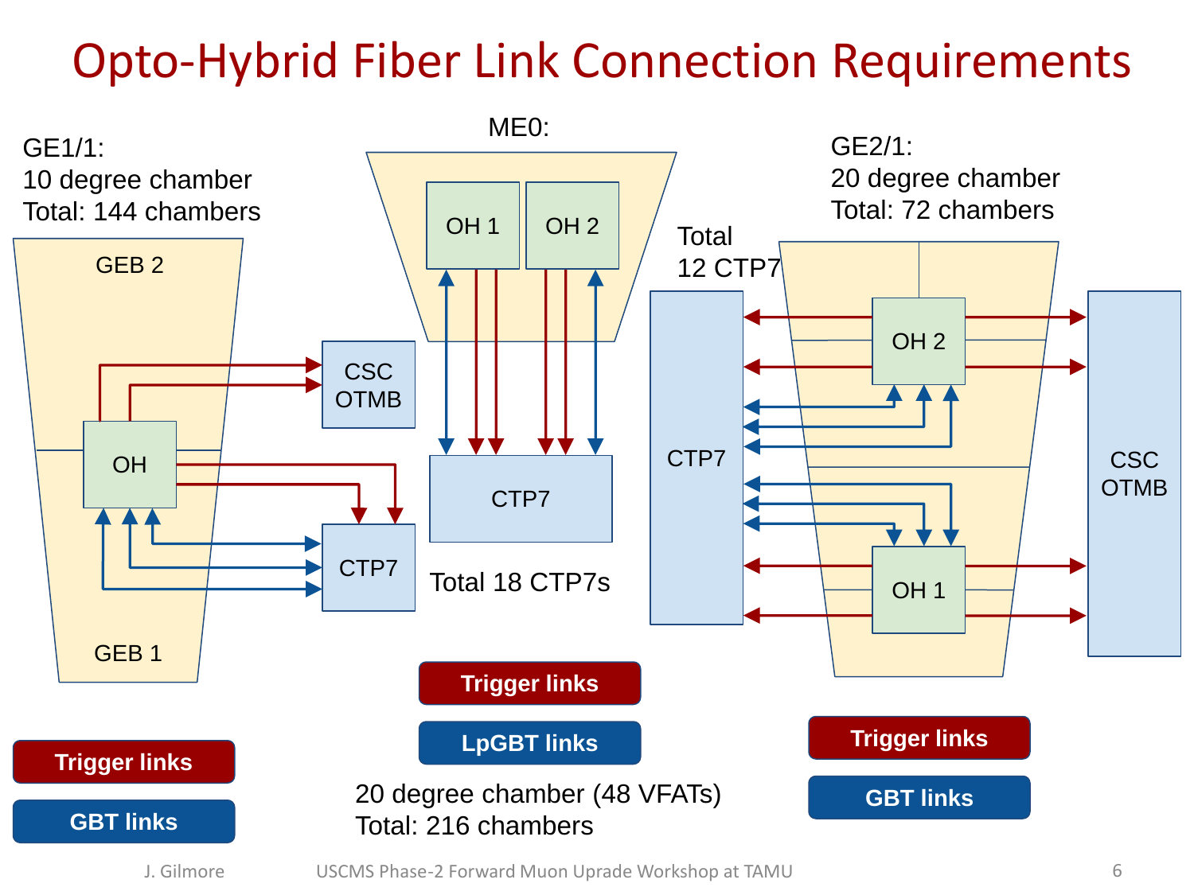# Opto-Hybrid Fiber Link Connection Requirements

**GE1/1:**
10 degree chamber
Total: 144 chambers

GEB 2

OH

CSC OTMB

CTP7

GEB 1

**Trigger links**

**GBT links**

**ME0:**

OH 1

OH 2

CTP7

Total 18 CTP7s

**Trigger links**

**LpGBT links**

20 degree chamber (48 VFATs)
Total: 216 chambers

**GE2/1:**
20 degree chamber
Total: 72 chambers

Total 12 CTP7

CTP7

OH 2

OH 1

CSC OTMB

**Trigger links**

**GBT links**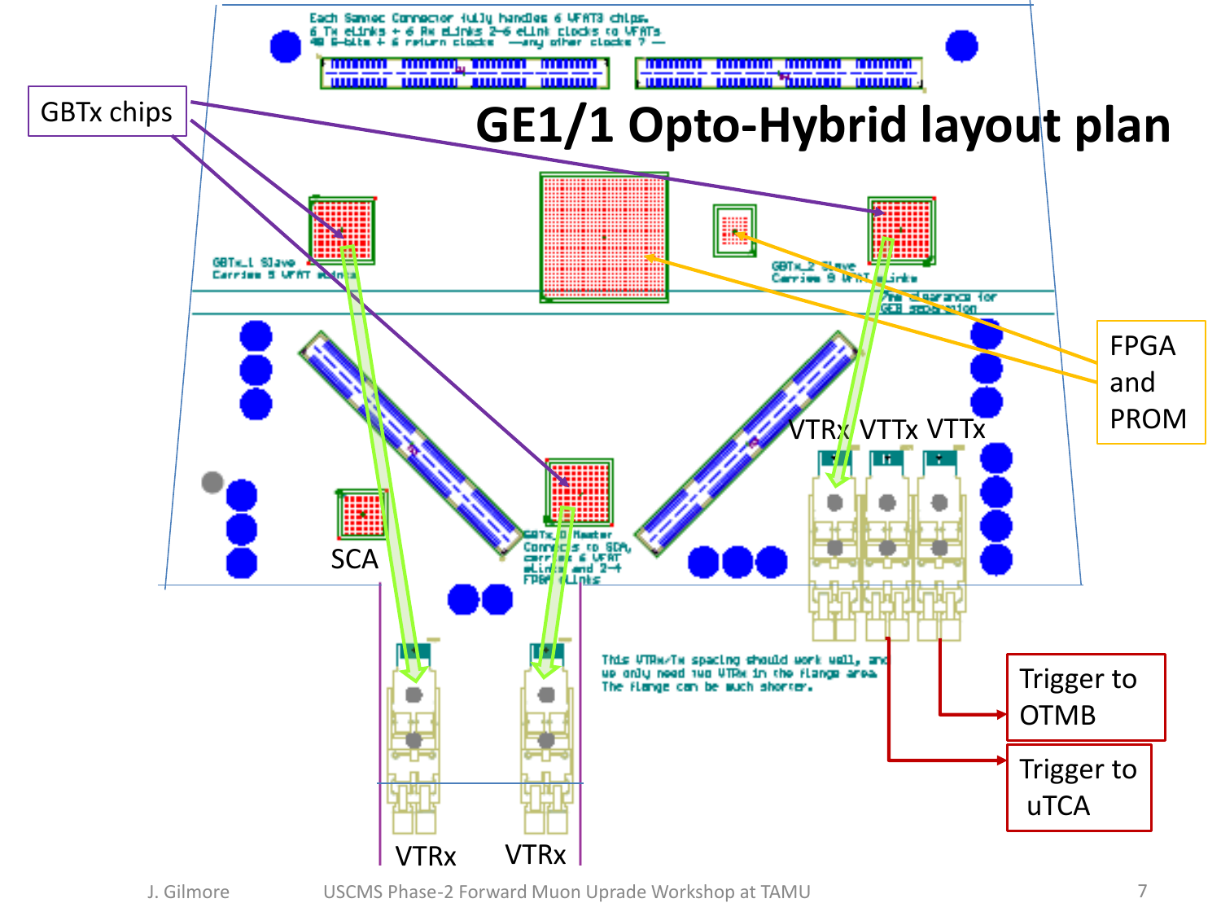# GE1/1 Opto-Hybrid layout plan

Each Samtec Connector fully handles 6 VFAT3 chips.
6 Tx eLinks + 6 Rx eLinks 2-6 eLink clocks to VFATs
48 6-bits + 6 return clocks —any other clocks ? —

GBTx chips

FPGA and PROM

GBTx_1 Slave
Carries 5 VFAT eLinks

GBTx_2 Slave
Carries 9 VFAT eLinks

7mm clearance for GEB separation

VTRx VTTx VTTx

SCA

GBTx_0 Master
Connects to SCA, carries 6 VFAT eLinks and 2-4 FPGA eLinks

This VTRx/Tx spacing should work well, and we only need two VTRx in the flange area. The flange can be much shorter.

Trigger to OTMB

Trigger to uTCA

VTRx

VTRx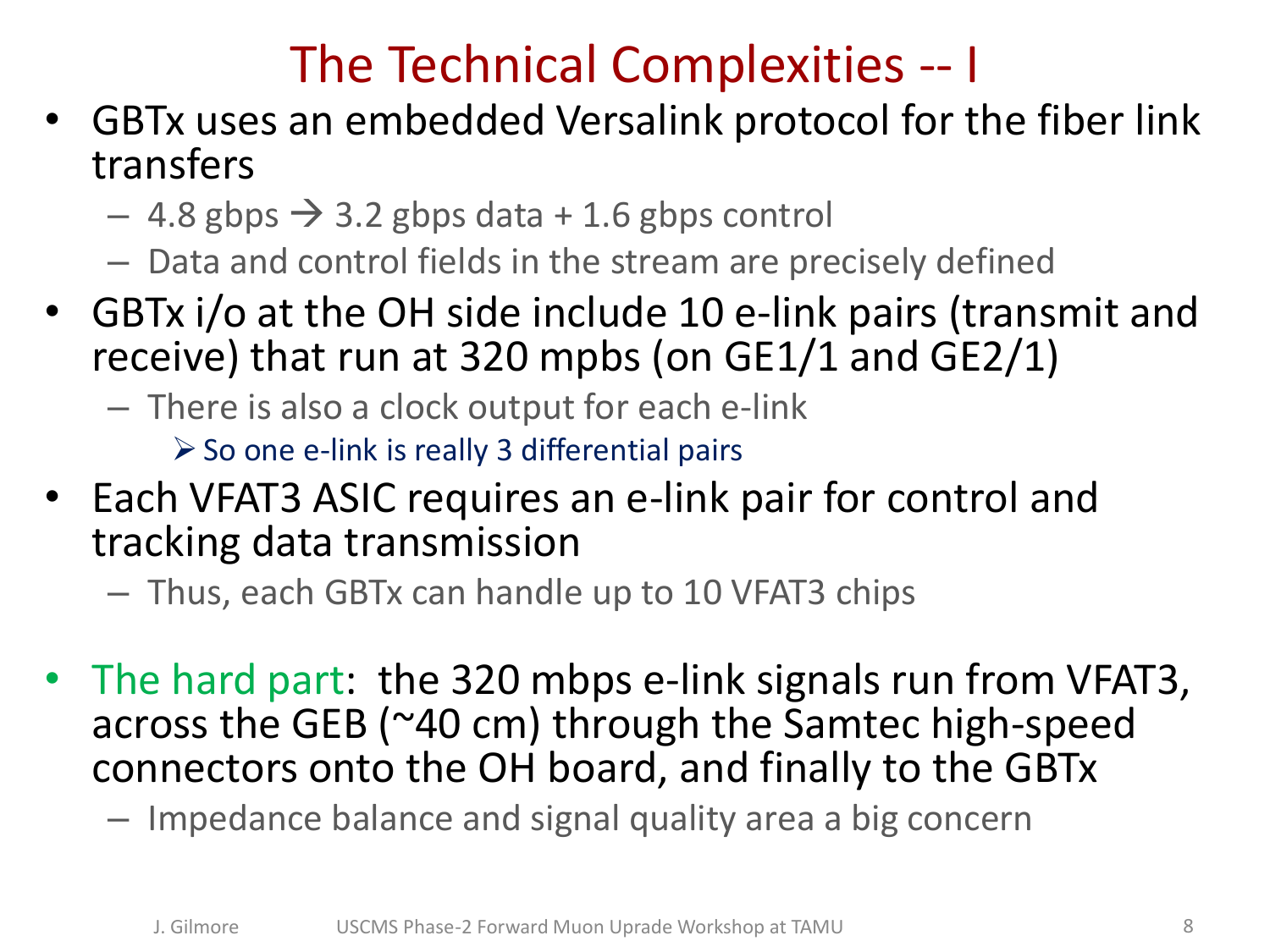# The Technical Complexities -- I

- GBTx uses an embedded Versalink protocol for the fiber link transfers
  - 4.8 gbps → 3.2 gbps data + 1.6 gbps control
  - Data and control fields in the stream are precisely defined
- GBTx i/o at the OH side include 10 e-link pairs (transmit and receive) that run at 320 mpbs (on GE1/1 and GE2/1)
  - There is also a clock output for each e-link
    - So one e-link is really 3 differential pairs
- Each VFAT3 ASIC requires an e-link pair for control and tracking data transmission
  - Thus, each GBTx can handle up to 10 VFAT3 chips
- The hard part: the 320 mbps e-link signals run from VFAT3, across the GEB (~40 cm) through the Samtec high-speed connectors onto the OH board, and finally to the GBTx
  - Impedance balance and signal quality area a big concern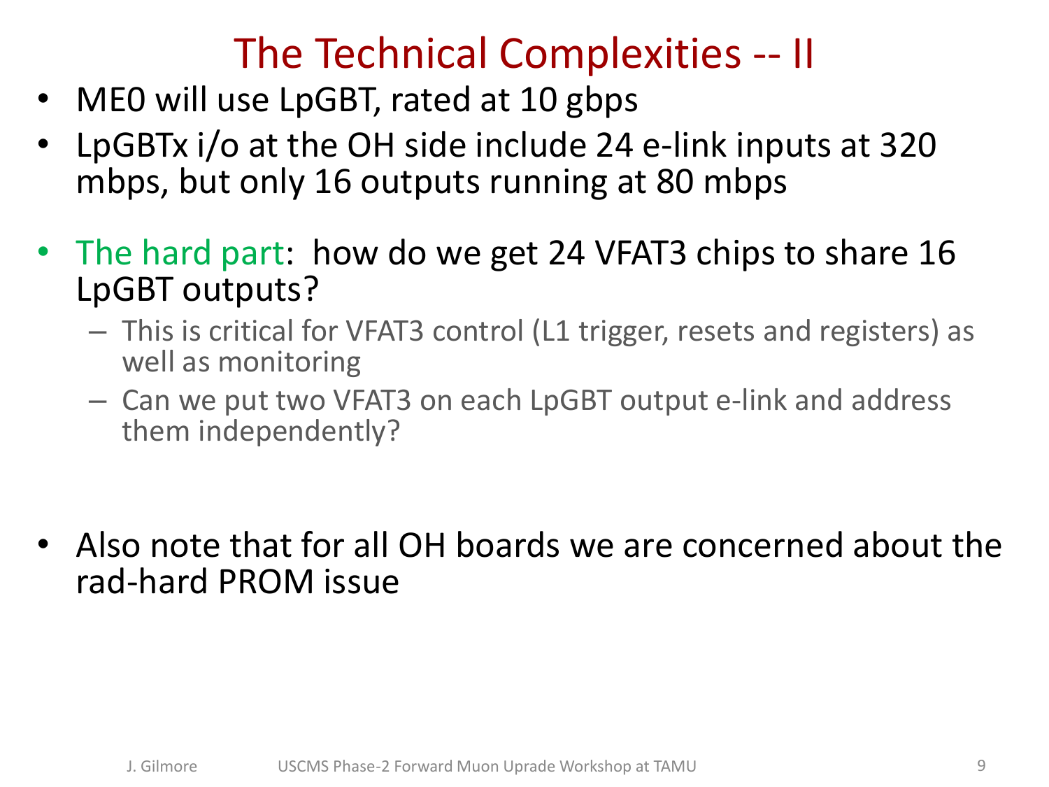# The Technical Complexities -- II

- ME0 will use LpGBT, rated at 10 gbps
- LpGBTx i/o at the OH side include 24 e-link inputs at 320 mbps, but only 16 outputs running at 80 mbps

- The hard part: how do we get 24 VFAT3 chips to share 16 LpGBT outputs?
  - This is critical for VFAT3 control (L1 trigger, resets and registers) as well as monitoring
  - Can we put two VFAT3 on each LpGBT output e-link and address them independently?

- Also note that for all OH boards we are concerned about the rad-hard PROM issue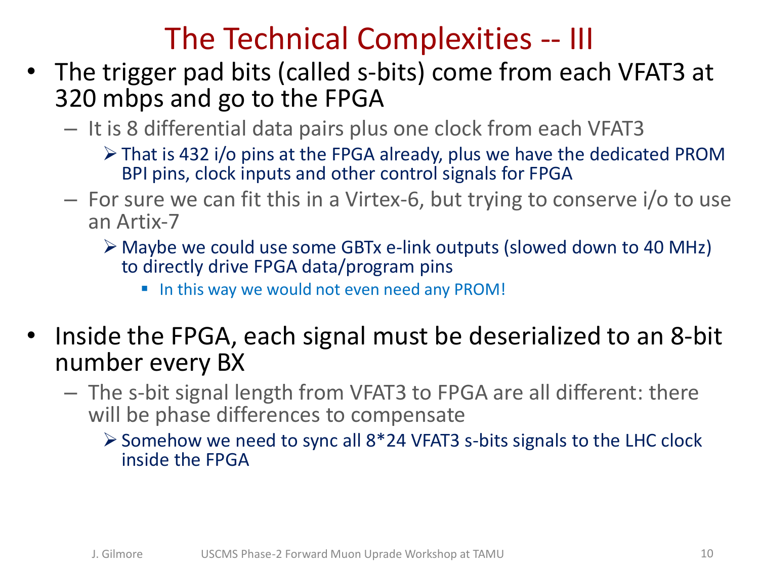# The Technical Complexities -- III

- The trigger pad bits (called s-bits) come from each VFAT3 at 320 mbps and go to the FPGA
  - It is 8 differential data pairs plus one clock from each VFAT3
    - That is 432 i/o pins at the FPGA already, plus we have the dedicated PROM BPI pins, clock inputs and other control signals for FPGA
  - For sure we can fit this in a Virtex-6, but trying to conserve i/o to use an Artix-7
    - Maybe we could use some GBTx e-link outputs (slowed down to 40 MHz) to directly drive FPGA data/program pins
      - In this way we would not even need any PROM!

- Inside the FPGA, each signal must be deserialized to an 8-bit number every BX
  - The s-bit signal length from VFAT3 to FPGA are all different: there will be phase differences to compensate
    - Somehow we need to sync all 8*24 VFAT3 s-bits signals to the LHC clock inside the FPGA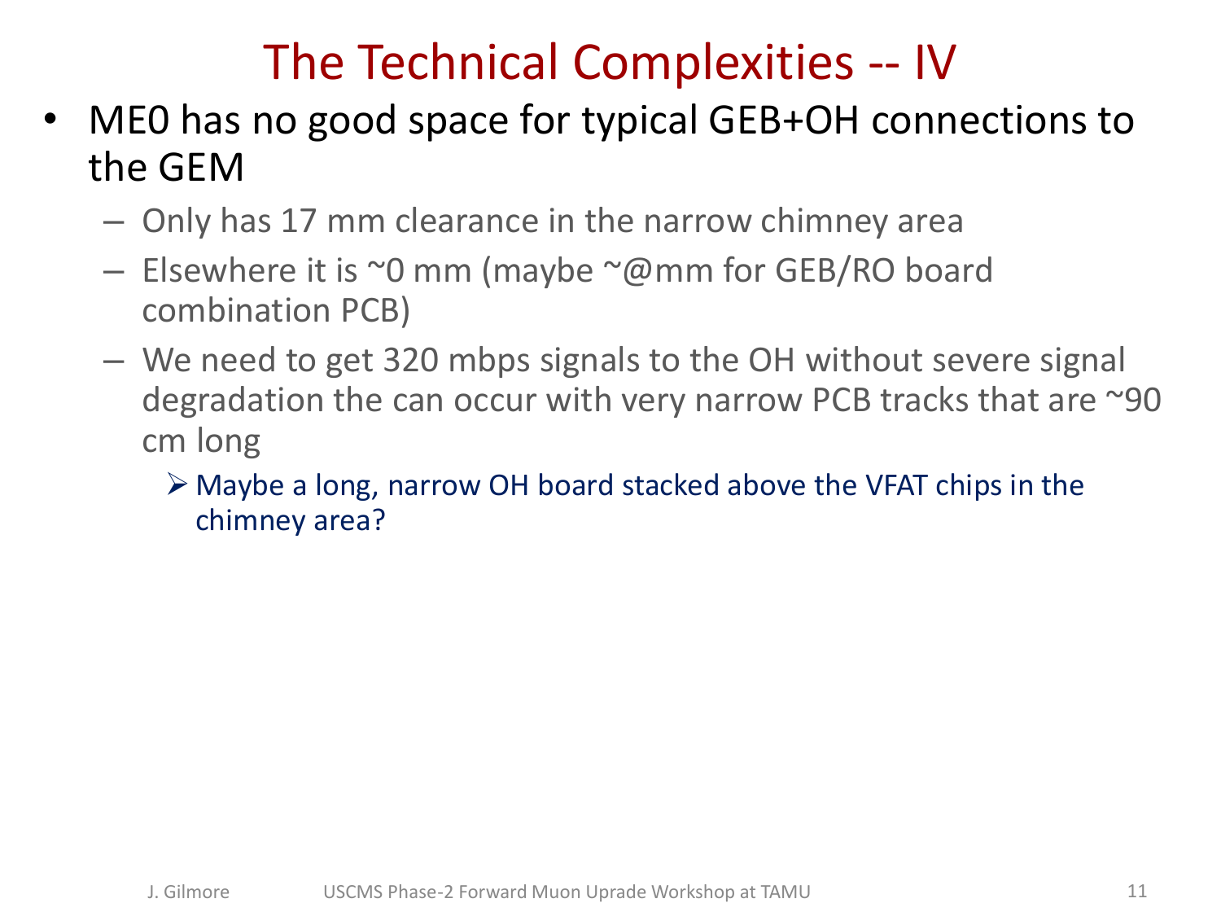# The Technical Complexities -- IV

- ME0 has no good space for typical GEB+OH connections to the GEM
  - Only has 17 mm clearance in the narrow chimney area
  - Elsewhere it is ~0 mm (maybe ~@mm for GEB/RO board combination PCB)
  - We need to get 320 mbps signals to the OH without severe signal degradation the can occur with very narrow PCB tracks that are ~90 cm long
    - Maybe a long, narrow OH board stacked above the VFAT chips in the chimney area?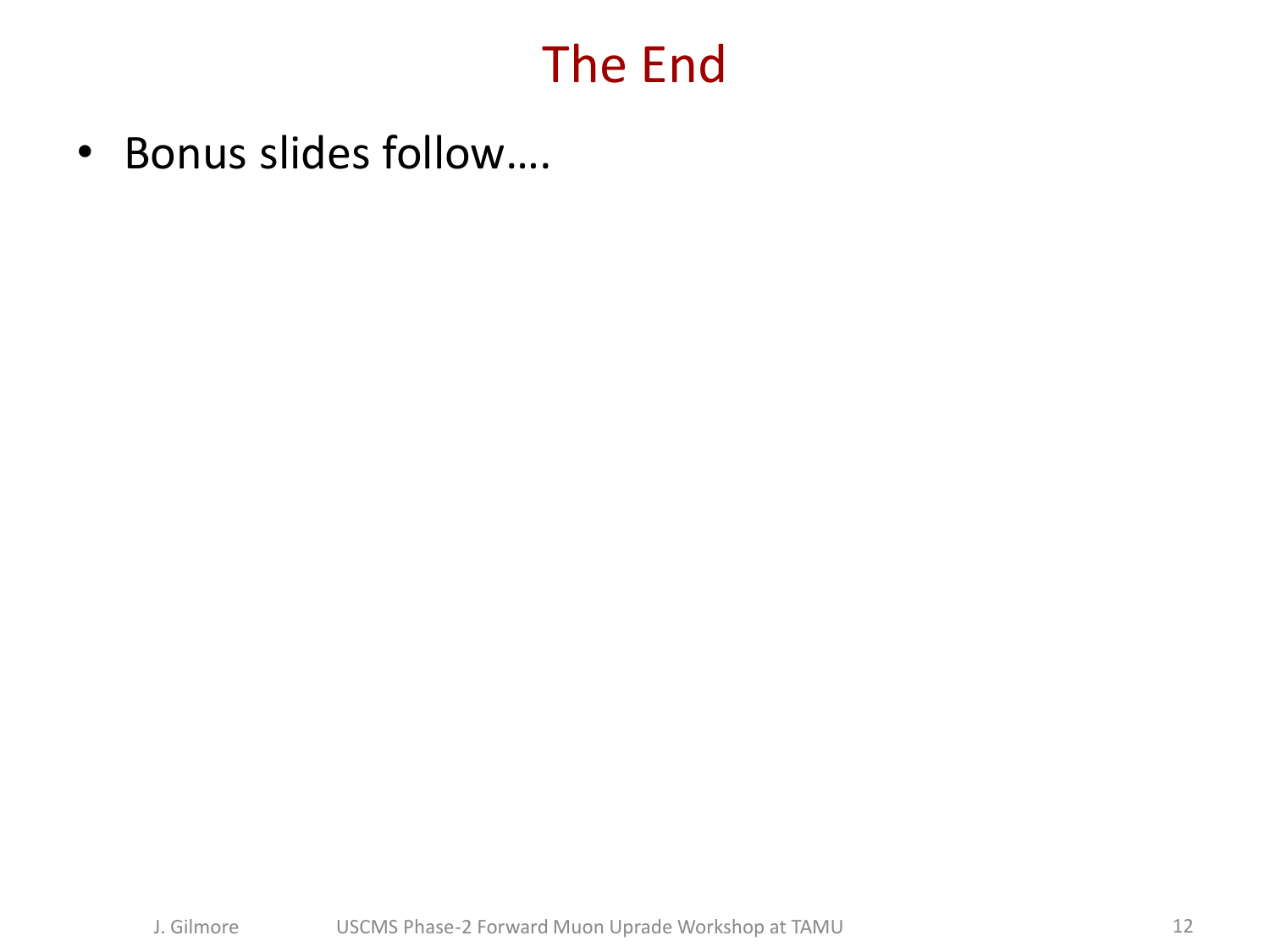# The End

- Bonus slides follow….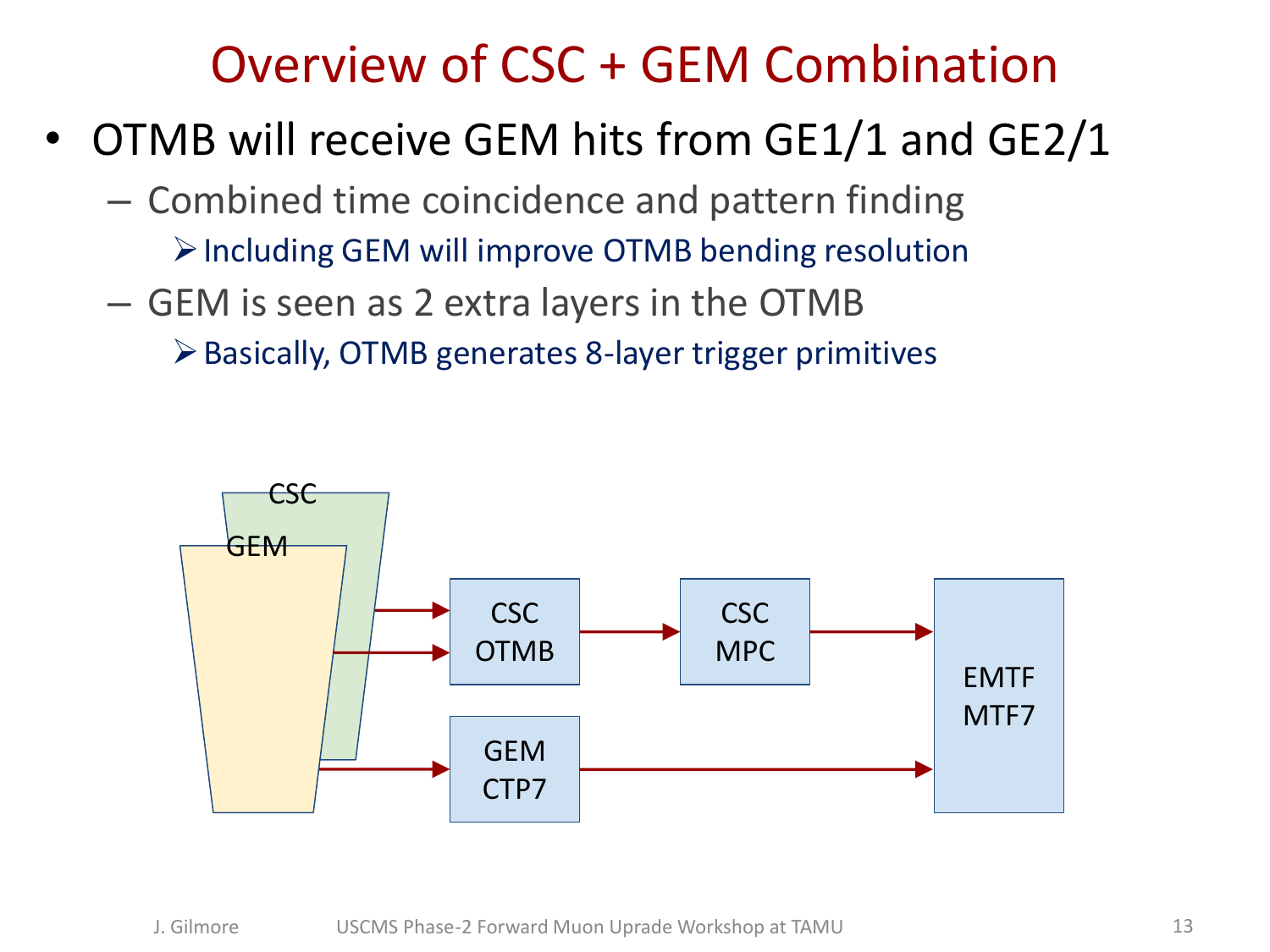# Overview of CSC + GEM Combination

- OTMB will receive GEM hits from GE1/1 and GE2/1
  - Combined time coincidence and pattern finding
    - Including GEM will improve OTMB bending resolution
  - GEM is seen as 2 extra layers in the OTMB
    - Basically, OTMB generates 8-layer trigger primitives

CSC

GEM

CSC OTMB

CSC MPC

GEM CTP7

EMTF MTF7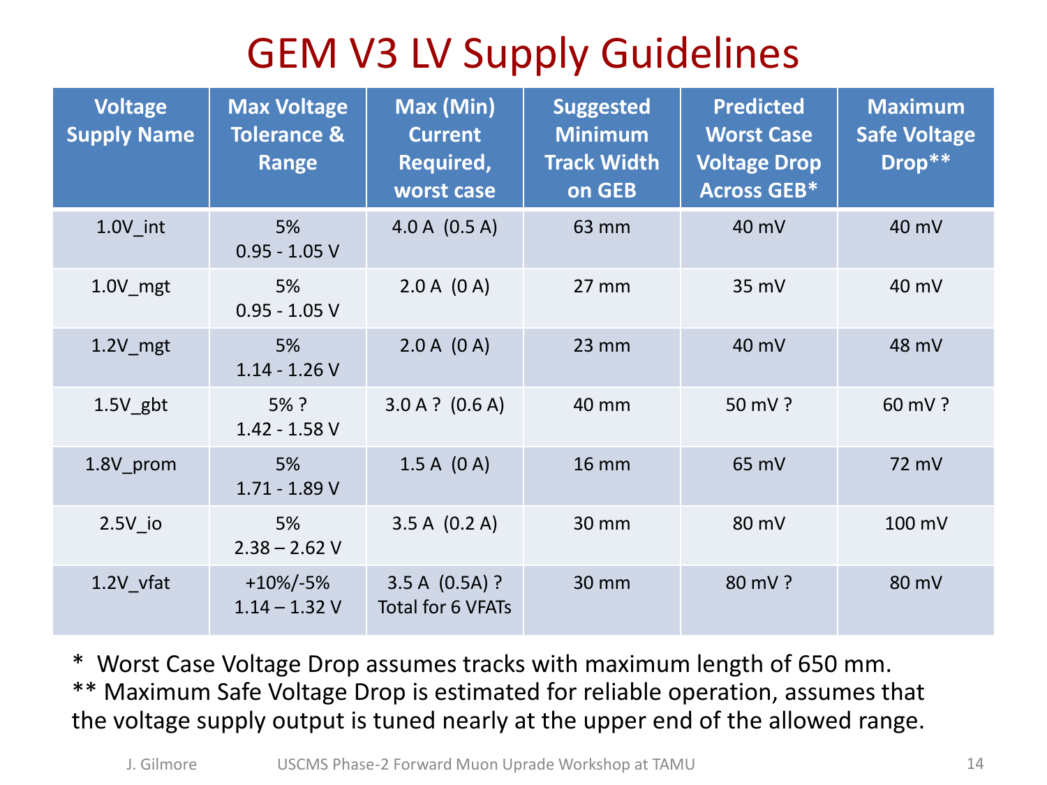# GEM V3 LV Supply Guidelines

| Voltage Supply Name | Max Voltage Tolerance & Range | Max (Min) Current Required, worst case | Suggested Minimum Track Width on GEB | Predicted Worst Case Voltage Drop Across GEB* | Maximum Safe Voltage Drop** |
|---|---|---|---|---|---|
| 1.0V_int | 5%<br>0.95 - 1.05 V | 4.0 A (0.5 A) | 63 mm | 40 mV | 40 mV |
| 1.0V_mgt | 5%<br>0.95 - 1.05 V | 2.0 A (0 A) | 27 mm | 35 mV | 40 mV |
| 1.2V_mgt | 5%<br>1.14 - 1.26 V | 2.0 A (0 A) | 23 mm | 40 mV | 48 mV |
| 1.5V_gbt | 5% ?<br>1.42 - 1.58 V | 3.0 A ? (0.6 A) | 40 mm | 50 mV ? | 60 mV ? |
| 1.8V_prom | 5%<br>1.71 - 1.89 V | 1.5 A (0 A) | 16 mm | 65 mV | 72 mV |
| 2.5V_io | 5%<br>2.38 – 2.62 V | 3.5 A (0.2 A) | 30 mm | 80 mV | 100 mV |
| 1.2V_vfat | +10%/-5%<br>1.14 – 1.32 V | 3.5 A (0.5A) ?<br>Total for 6 VFATs | 30 mm | 80 mV ? | 80 mV |

\* Worst Case Voltage Drop assumes tracks with maximum length of 650 mm.

** Maximum Safe Voltage Drop is estimated for reliable operation, assumes that the voltage supply output is tuned nearly at the upper end of the allowed range.